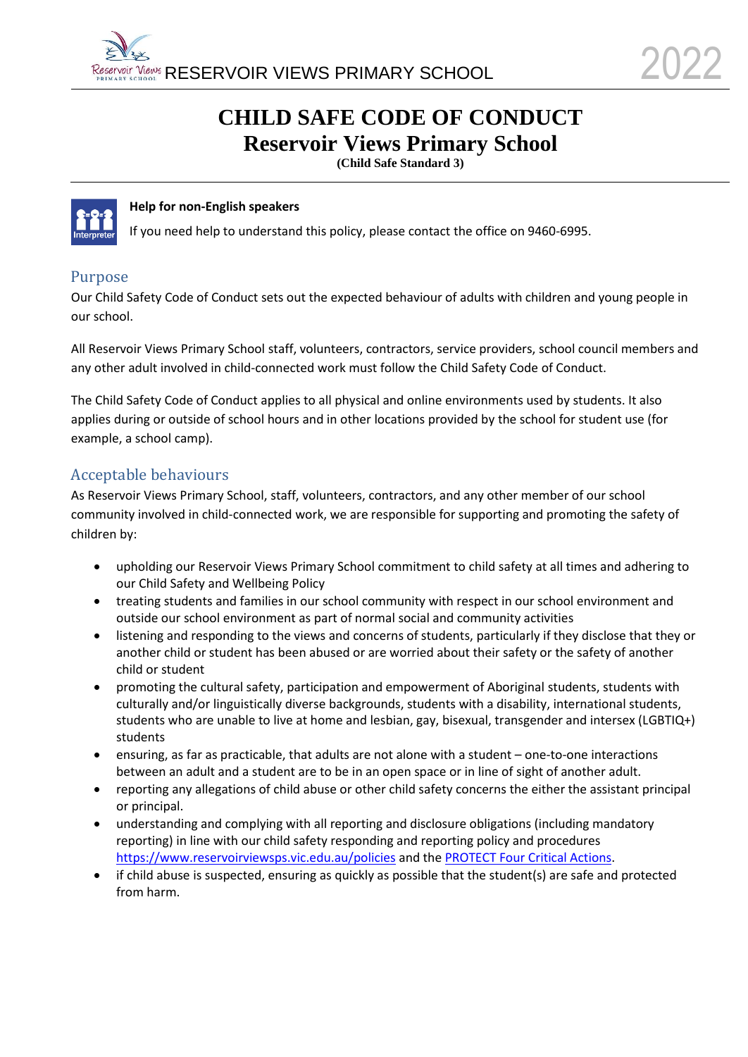# CHILD SAFE CODE OF CONDUCT
## Reservoir Views Primary School
**(Child Safe Standard 3)**

**Help for non-English speakers**

If you need help to understand this policy, please contact the office on 9460-6995.

## Purpose

Our Child Safety Code of Conduct sets out the expected behaviour of adults with children and young people in our school.

All Reservoir Views Primary School staff, volunteers, contractors, service providers, school council members and any other adult involved in child-connected work must follow the Child Safety Code of Conduct.

The Child Safety Code of Conduct applies to all physical and online environments used by students. It also applies during or outside of school hours and in other locations provided by the school for student use (for example, a school camp).

## Acceptable behaviours

As Reservoir Views Primary School, staff, volunteers, contractors, and any other member of our school community involved in child-connected work, we are responsible for supporting and promoting the safety of children by:

- upholding our Reservoir Views Primary School commitment to child safety at all times and adhering to our Child Safety and Wellbeing Policy
- treating students and families in our school community with respect in our school environment and outside our school environment as part of normal social and community activities
- listening and responding to the views and concerns of students, particularly if they disclose that they or another child or student has been abused or are worried about their safety or the safety of another child or student
- promoting the cultural safety, participation and empowerment of Aboriginal students, students with culturally and/or linguistically diverse backgrounds, students with a disability, international students, students who are unable to live at home and lesbian, gay, bisexual, transgender and intersex (LGBTIQ+) students
- ensuring, as far as practicable, that adults are not alone with a student – one-to-one interactions between an adult and a student are to be in an open space or in line of sight of another adult.
- reporting any allegations of child abuse or other child safety concerns the either the assistant principal or principal.
- understanding and complying with all reporting and disclosure obligations (including mandatory reporting) in line with our child safety responding and reporting policy and procedures https://www.reservoirviewsps.vic.edu.au/policies and the PROTECT Four Critical Actions.
- if child abuse is suspected, ensuring as quickly as possible that the student(s) are safe and protected from harm.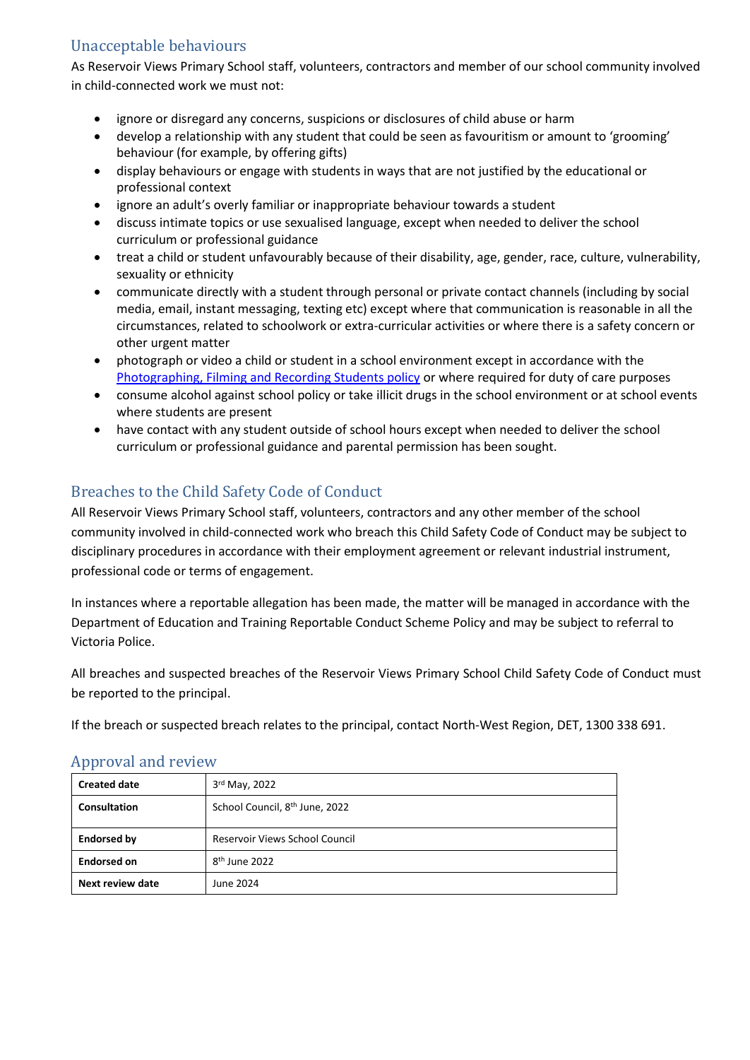## Unacceptable behaviours

As Reservoir Views Primary School staff, volunteers, contractors and member of our school community involved in child-connected work we must not:

- ignore or disregard any concerns, suspicions or disclosures of child abuse or harm
- develop a relationship with any student that could be seen as favouritism or amount to 'grooming' behaviour (for example, by offering gifts)
- display behaviours or engage with students in ways that are not justified by the educational or professional context
- ignore an adult's overly familiar or inappropriate behaviour towards a student
- discuss intimate topics or use sexualised language, except when needed to deliver the school curriculum or professional guidance
- treat a child or student unfavourably because of their disability, age, gender, race, culture, vulnerability, sexuality or ethnicity
- communicate directly with a student through personal or private contact channels (including by social media, email, instant messaging, texting etc) except where that communication is reasonable in all the circumstances, related to schoolwork or extra-curricular activities or where there is a safety concern or other urgent matter
- photograph or video a child or student in a school environment except in accordance with the Photographing, Filming and Recording Students policy or where required for duty of care purposes
- consume alcohol against school policy or take illicit drugs in the school environment or at school events where students are present
- have contact with any student outside of school hours except when needed to deliver the school curriculum or professional guidance and parental permission has been sought.

## Breaches to the Child Safety Code of Conduct

All Reservoir Views Primary School staff, volunteers, contractors and any other member of the school community involved in child-connected work who breach this Child Safety Code of Conduct may be subject to disciplinary procedures in accordance with their employment agreement or relevant industrial instrument, professional code or terms of engagement.

In instances where a reportable allegation has been made, the matter will be managed in accordance with the Department of Education and Training Reportable Conduct Scheme Policy and may be subject to referral to Victoria Police.

All breaches and suspected breaches of the Reservoir Views Primary School Child Safety Code of Conduct must be reported to the principal.

If the breach or suspected breach relates to the principal, contact North-West Region, DET, 1300 338 691.

## Approval and review

| | |
|---|---|
| **Created date** | 3rd May, 2022 |
| **Consultation** | School Council, 8th June, 2022 |
| **Endorsed by** | Reservoir Views School Council |
| **Endorsed on** | 8th June 2022 |
| **Next review date** | June 2024 |